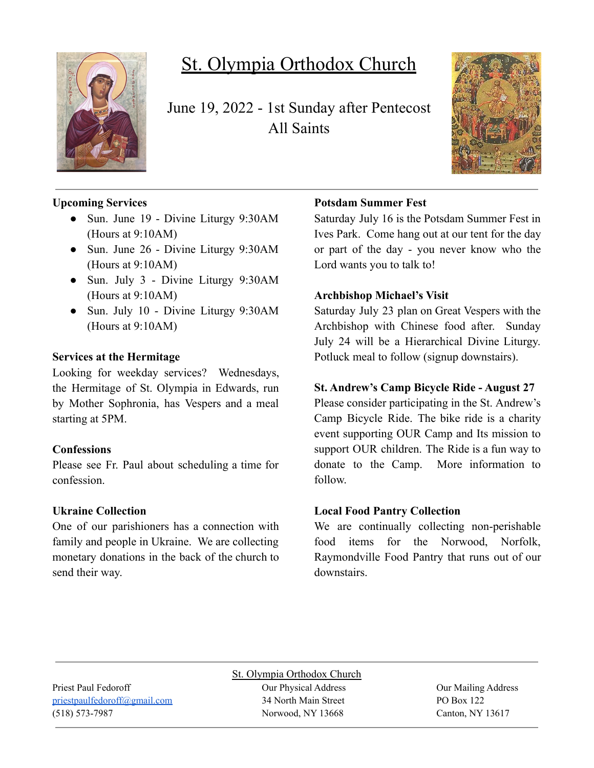# St. Olympia Orthodox Church

June 19, 2022 - 1st Sunday after Pentecost
All Saints

**Upcoming Services**

- Sun. June 19 - Divine Liturgy 9:30AM (Hours at 9:10AM)
- Sun. June 26 - Divine Liturgy 9:30AM (Hours at 9:10AM)
- Sun. July 3 - Divine Liturgy 9:30AM (Hours at 9:10AM)
- Sun. July 10 - Divine Liturgy 9:30AM (Hours at 9:10AM)

**Services at the Hermitage**

Looking for weekday services? Wednesdays, the Hermitage of St. Olympia in Edwards, run by Mother Sophronia, has Vespers and a meal starting at 5PM.

**Confessions**

Please see Fr. Paul about scheduling a time for confession.

**Ukraine Collection**

One of our parishioners has a connection with family and people in Ukraine. We are collecting monetary donations in the back of the church to send their way.

**Potsdam Summer Fest**

Saturday July 16 is the Potsdam Summer Fest in Ives Park. Come hang out at our tent for the day or part of the day - you never know who the Lord wants you to talk to!

**Archbishop Michael's Visit**

Saturday July 23 plan on Great Vespers with the Archbishop with Chinese food after. Sunday July 24 will be a Hierarchical Divine Liturgy. Potluck meal to follow (signup downstairs).

**St. Andrew's Camp Bicycle Ride - August 27**

Please consider participating in the St. Andrew's Camp Bicycle Ride. The bike ride is a charity event supporting OUR Camp and Its mission to support OUR children. The Ride is a fun way to donate to the Camp. More information to follow.

**Local Food Pantry Collection**

We are continually collecting non-perishable food items for the Norwood, Norfolk, Raymondville Food Pantry that runs out of our downstairs.

---

St. Olympia Orthodox Church

Priest Paul Fedoroff
priestpaulfedoroff@gmail.com
(518) 573-7987

Our Physical Address
34 North Main Street
Norwood, NY 13668

Our Mailing Address
PO Box 122
Canton, NY 13617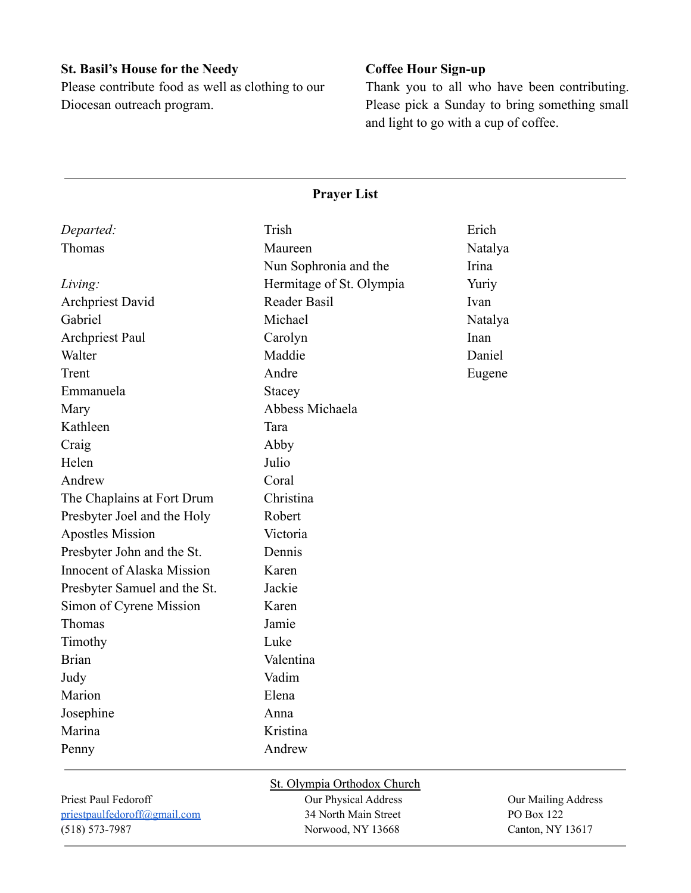**St. Basil's House for the Needy**

Please contribute food as well as clothing to our Diocesan outreach program.

**Coffee Hour Sign-up**

Thank you to all who have been contributing. Please pick a Sunday to bring something small and light to go with a cup of coffee.

---

**Prayer List**

*Departed:*

Thomas

*Living:*

Archpriest David
Gabriel
Archpriest Paul
Walter
Trent
Emmanuela
Mary
Kathleen
Craig
Helen
Andrew
The Chaplains at Fort Drum
Presbyter Joel and the Holy Apostles Mission
Presbyter John and the St. Innocent of Alaska Mission
Presbyter Samuel and the St. Simon of Cyrene Mission
Thomas
Timothy
Brian
Judy
Marion
Josephine
Marina
Penny
Trish
Maureen
Nun Sophronia and the Hermitage of St. Olympia
Reader Basil
Michael
Carolyn
Maddie
Andre
Stacey
Abbess Michaela
Tara
Abby
Julio
Coral
Christina
Robert
Victoria
Dennis
Karen
Jackie
Karen
Jamie
Luke
Valentina
Vadim
Elena
Anna
Kristina
Andrew
Erich
Natalya
Irina
Yuriy
Ivan
Natalya
Inan
Daniel
Eugene

---

St. Olympia Orthodox Church

Priest Paul Fedoroff
priestpaulfedoroff@gmail.com
(518) 573-7987

Our Physical Address
34 North Main Street
Norwood, NY 13668

Our Mailing Address
PO Box 122
Canton, NY 13617